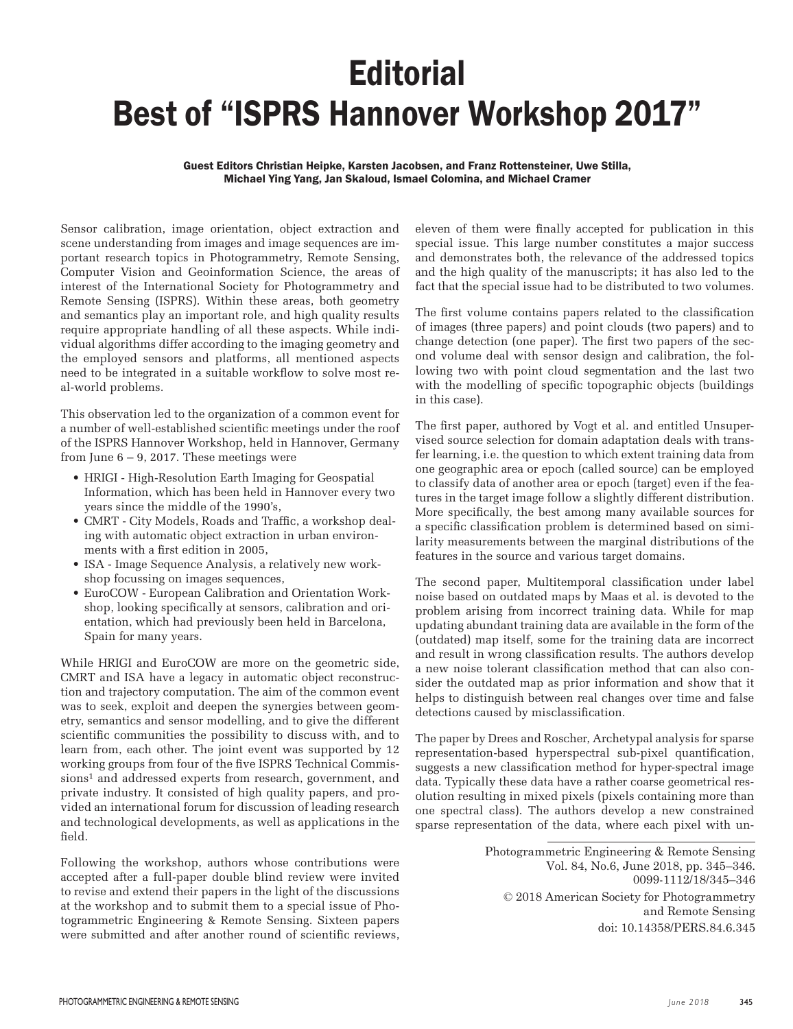# Editorial
# Best of "ISPRS Hannover Workshop 2017"

**Guest Editors Christian Heipke, Karsten Jacobsen, and Franz Rottensteiner, Uwe Stilla, Michael Ying Yang, Jan Skaloud, Ismael Colomina, and Michael Cramer**

Sensor calibration, image orientation, object extraction and scene understanding from images and image sequences are important research topics in Photogrammetry, Remote Sensing, Computer Vision and Geoinformation Science, the areas of interest of the International Society for Photogrammetry and Remote Sensing (ISPRS). Within these areas, both geometry and semantics play an important role, and high quality results require appropriate handling of all these aspects. While individual algorithms differ according to the imaging geometry and the employed sensors and platforms, all mentioned aspects need to be integrated in a suitable workflow to solve most real-world problems.

This observation led to the organization of a common event for a number of well-established scientific meetings under the roof of the ISPRS Hannover Workshop, held in Hannover, Germany from June 6 – 9, 2017. These meetings were

- HRIGI - High-Resolution Earth Imaging for Geospatial Information, which has been held in Hannover every two years since the middle of the 1990's,
- CMRT - City Models, Roads and Traffic, a workshop dealing with automatic object extraction in urban environments with a first edition in 2005,
- ISA - Image Sequence Analysis, a relatively new workshop focussing on images sequences,
- EuroCOW - European Calibration and Orientation Workshop, looking specifically at sensors, calibration and orientation, which had previously been held in Barcelona, Spain for many years.

While HRIGI and EuroCOW are more on the geometric side, CMRT and ISA have a legacy in automatic object reconstruction and trajectory computation. The aim of the common event was to seek, exploit and deepen the synergies between geometry, semantics and sensor modelling, and to give the different scientific communities the possibility to discuss with, and to learn from, each other. The joint event was supported by 12 working groups from four of the five ISPRS Technical Commissions[1] and addressed experts from research, government, and private industry. It consisted of high quality papers, and provided an international forum for discussion of leading research and technological developments, as well as applications in the field.

Following the workshop, authors whose contributions were accepted after a full-paper double blind review were invited to revise and extend their papers in the light of the discussions at the workshop and to submit them to a special issue of Photogrammetric Engineering & Remote Sensing. Sixteen papers were submitted and after another round of scientific reviews, eleven of them were finally accepted for publication in this special issue. This large number constitutes a major success and demonstrates both, the relevance of the addressed topics and the high quality of the manuscripts; it has also led to the fact that the special issue had to be distributed to two volumes.

The first volume contains papers related to the classification of images (three papers) and point clouds (two papers) and to change detection (one paper). The first two papers of the second volume deal with sensor design and calibration, the following two with point cloud segmentation and the last two with the modelling of specific topographic objects (buildings in this case).

The first paper, authored by Vogt et al. and entitled Unsupervised source selection for domain adaptation deals with transfer learning, i.e. the question to which extent training data from one geographic area or epoch (called source) can be employed to classify data of another area or epoch (target) even if the features in the target image follow a slightly different distribution. More specifically, the best among many available sources for a specific classification problem is determined based on similarity measurements between the marginal distributions of the features in the source and various target domains.

The second paper, Multitemporal classification under label noise based on outdated maps by Maas et al. is devoted to the problem arising from incorrect training data. While for map updating abundant training data are available in the form of the (outdated) map itself, some for the training data are incorrect and result in wrong classification results. The authors develop a new noise tolerant classification method that can also consider the outdated map as prior information and show that it helps to distinguish between real changes over time and false detections caused by misclassification.

The paper by Drees and Roscher, Archetypal analysis for sparse representation-based hyperspectral sub-pixel quantification, suggests a new classification method for hyper-spectral image data. Typically these data have a rather coarse geometrical resolution resulting in mixed pixels (pixels containing more than one spectral class). The authors develop a new constrained sparse representation of the data, where each pixel with un-

Photogrammetric Engineering & Remote Sensing
Vol. 84, No.6, June 2018, pp. 345–346.
0099-1112/18/345–346
© 2018 American Society for Photogrammetry and Remote Sensing
doi: 10.14358/PERS.84.6.345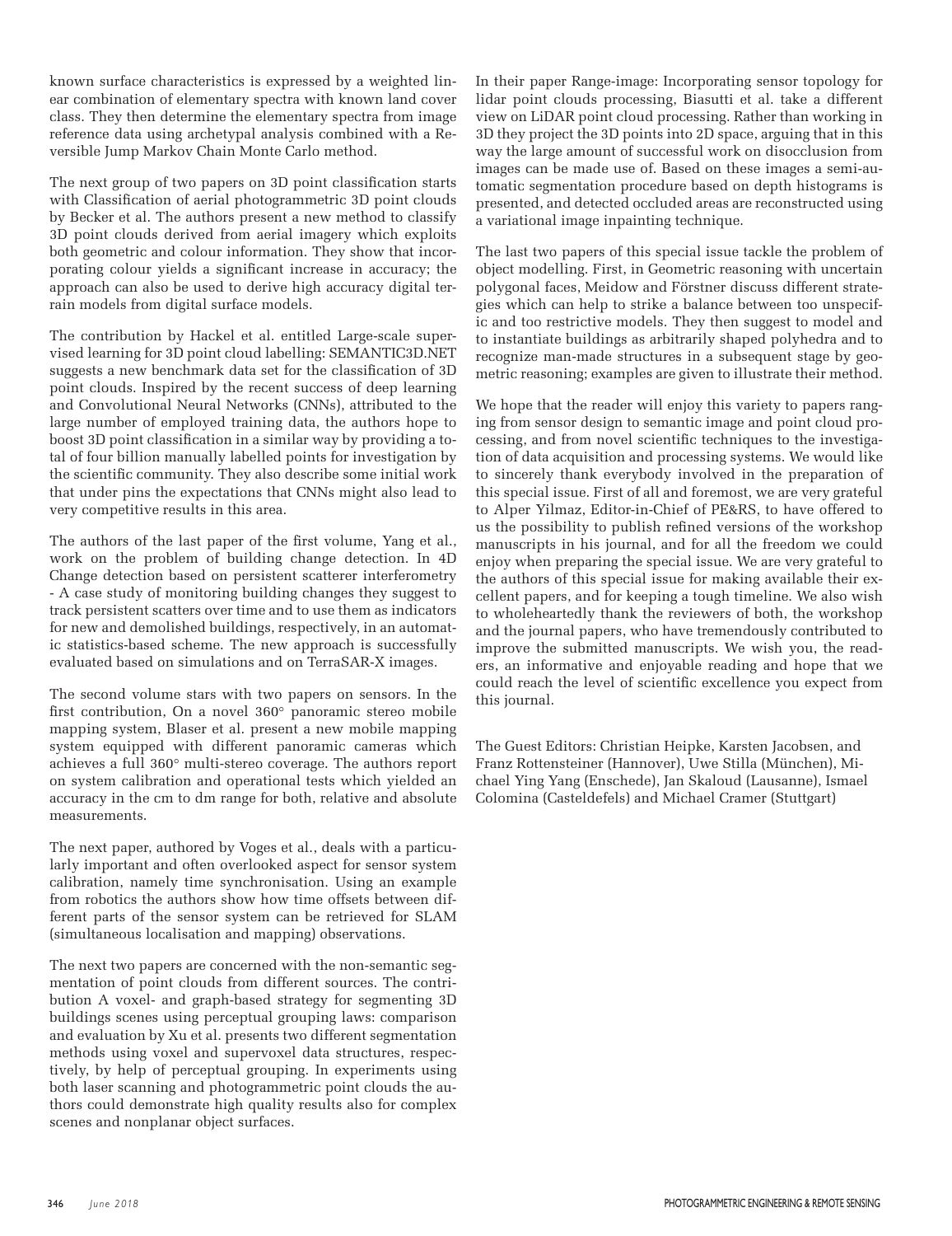known surface characteristics is expressed by a weighted linear combination of elementary spectra with known land cover class. They then determine the elementary spectra from image reference data using archetypal analysis combined with a Reversible Jump Markov Chain Monte Carlo method.

The next group of two papers on 3D point classification starts with Classification of aerial photogrammetric 3D point clouds by Becker et al. The authors present a new method to classify 3D point clouds derived from aerial imagery which exploits both geometric and colour information. They show that incorporating colour yields a significant increase in accuracy; the approach can also be used to derive high accuracy digital terrain models from digital surface models.

The contribution by Hackel et al. entitled Large-scale supervised learning for 3D point cloud labelling: SEMANTIC3D.NET suggests a new benchmark data set for the classification of 3D point clouds. Inspired by the recent success of deep learning and Convolutional Neural Networks (CNNs), attributed to the large number of employed training data, the authors hope to boost 3D point classification in a similar way by providing a total of four billion manually labelled points for investigation by the scientific community. They also describe some initial work that under pins the expectations that CNNs might also lead to very competitive results in this area.

The authors of the last paper of the first volume, Yang et al., work on the problem of building change detection. In 4D Change detection based on persistent scatterer interferometry - A case study of monitoring building changes they suggest to track persistent scatters over time and to use them as indicators for new and demolished buildings, respectively, in an automatic statistics-based scheme. The new approach is successfully evaluated based on simulations and on TerraSAR-X images.

The second volume stars with two papers on sensors. In the first contribution, On a novel 360° panoramic stereo mobile mapping system, Blaser et al. present a new mobile mapping system equipped with different panoramic cameras which achieves a full 360° multi-stereo coverage. The authors report on system calibration and operational tests which yielded an accuracy in the cm to dm range for both, relative and absolute measurements.

The next paper, authored by Voges et al., deals with a particularly important and often overlooked aspect for sensor system calibration, namely time synchronisation. Using an example from robotics the authors show how time offsets between different parts of the sensor system can be retrieved for SLAM (simultaneous localisation and mapping) observations.

The next two papers are concerned with the non-semantic segmentation of point clouds from different sources. The contribution A voxel- and graph-based strategy for segmenting 3D buildings scenes using perceptual grouping laws: comparison and evaluation by Xu et al. presents two different segmentation methods using voxel and supervoxel data structures, respectively, by help of perceptual grouping. In experiments using both laser scanning and photogrammetric point clouds the authors could demonstrate high quality results also for complex scenes and nonplanar object surfaces.

In their paper Range-image: Incorporating sensor topology for lidar point clouds processing, Biasutti et al. take a different view on LiDAR point cloud processing. Rather than working in 3D they project the 3D points into 2D space, arguing that in this way the large amount of successful work on disocclusion from images can be made use of. Based on these images a semi-automatic segmentation procedure based on depth histograms is presented, and detected occluded areas are reconstructed using a variational image inpainting technique.

The last two papers of this special issue tackle the problem of object modelling. First, in Geometric reasoning with uncertain polygonal faces, Meidow and Förstner discuss different strategies which can help to strike a balance between too unspecific and too restrictive models. They then suggest to model and to instantiate buildings as arbitrarily shaped polyhedra and to recognize man-made structures in a subsequent stage by geometric reasoning; examples are given to illustrate their method.

We hope that the reader will enjoy this variety to papers ranging from sensor design to semantic image and point cloud processing, and from novel scientific techniques to the investigation of data acquisition and processing systems. We would like to sincerely thank everybody involved in the preparation of this special issue. First of all and foremost, we are very grateful to Alper Yilmaz, Editor-in-Chief of PE&RS, to have offered to us the possibility to publish refined versions of the workshop manuscripts in his journal, and for all the freedom we could enjoy when preparing the special issue. We are very grateful to the authors of this special issue for making available their excellent papers, and for keeping a tough timeline. We also wish to wholeheartedly thank the reviewers of both, the workshop and the journal papers, who have tremendously contributed to improve the submitted manuscripts. We wish you, the readers, an informative and enjoyable reading and hope that we could reach the level of scientific excellence you expect from this journal.

The Guest Editors: Christian Heipke, Karsten Jacobsen, and Franz Rottensteiner (Hannover), Uwe Stilla (München), Michael Ying Yang (Enschede), Jan Skaloud (Lausanne), Ismael Colomina (Casteldefels) and Michael Cramer (Stuttgart)